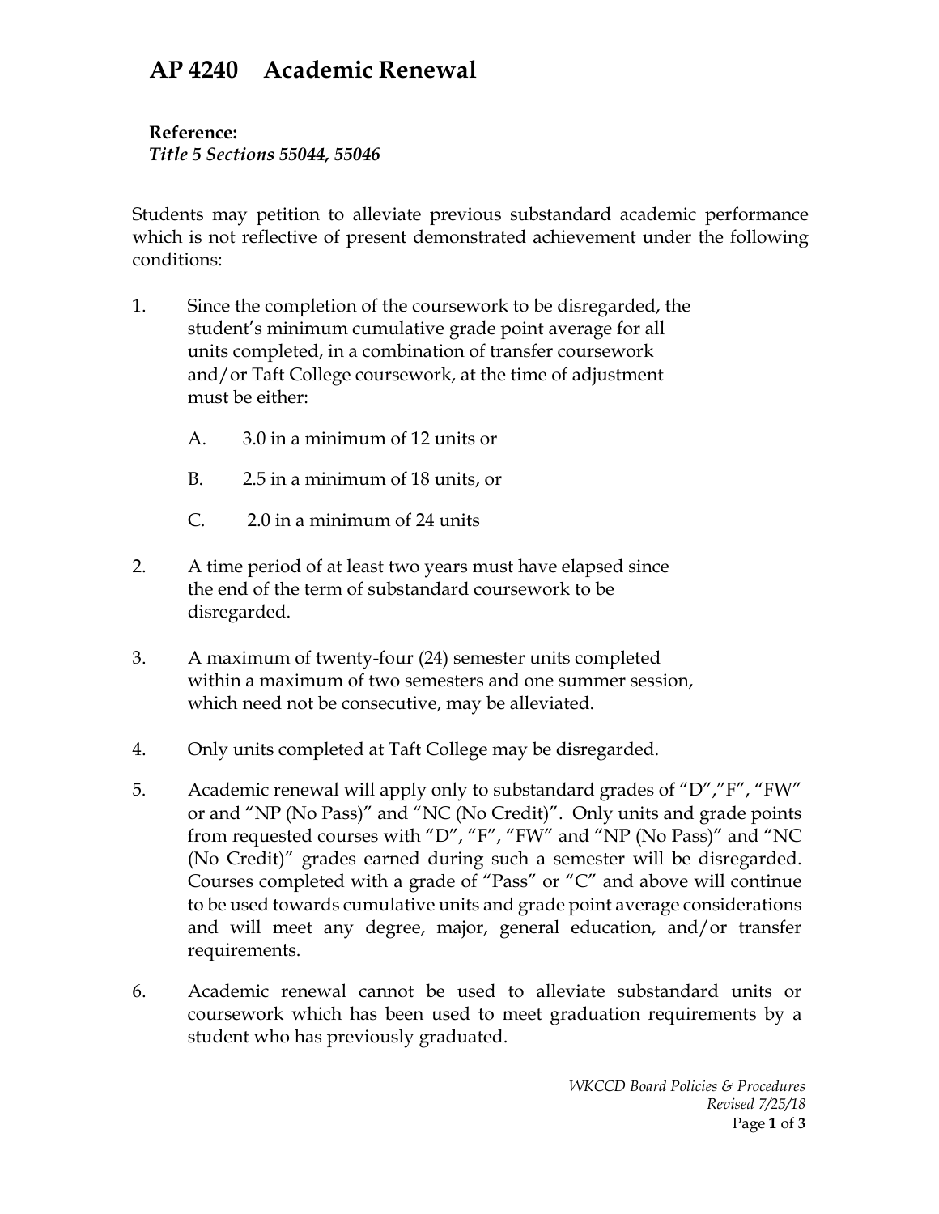# AP 4240 Academic Renewal

**Reference:**
***Title 5 Sections 55044, 55046***

Students may petition to alleviate previous substandard academic performance which is not reflective of present demonstrated achievement under the following conditions:

1. Since the completion of the coursework to be disregarded, the student's minimum cumulative grade point average for all units completed, in a combination of transfer coursework and/or Taft College coursework, at the time of adjustment must be either:

   A. 3.0 in a minimum of 12 units or

   B. 2.5 in a minimum of 18 units, or

   C. 2.0 in a minimum of 24 units

2. A time period of at least two years must have elapsed since the end of the term of substandard coursework to be disregarded.

3. A maximum of twenty-four (24) semester units completed within a maximum of two semesters and one summer session, which need not be consecutive, may be alleviated.

4. Only units completed at Taft College may be disregarded.

5. Academic renewal will apply only to substandard grades of "D","F", "FW" or and "NP (No Pass)" and "NC (No Credit)". Only units and grade points from requested courses with "D", "F", "FW" and "NP (No Pass)" and "NC (No Credit)" grades earned during such a semester will be disregarded. Courses completed with a grade of "Pass" or "C" and above will continue to be used towards cumulative units and grade point average considerations and will meet any degree, major, general education, and/or transfer requirements.

6. Academic renewal cannot be used to alleviate substandard units or coursework which has been used to meet graduation requirements by a student who has previously graduated.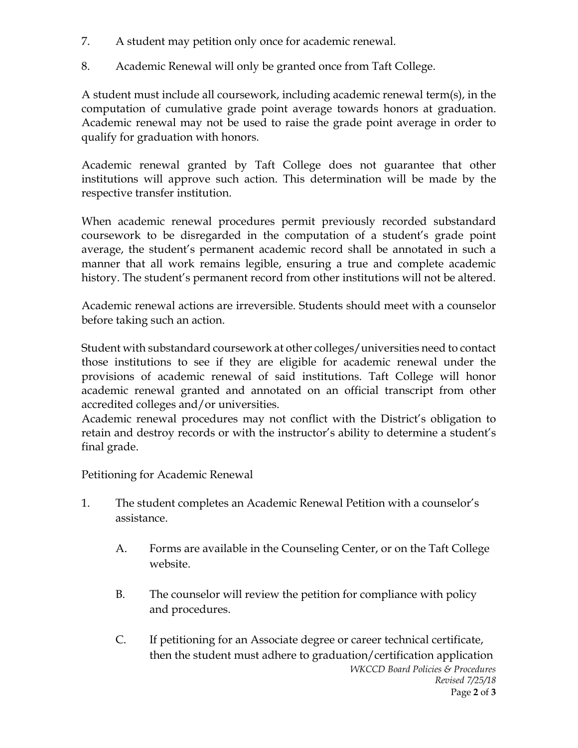7. A student may petition only once for academic renewal.

8. Academic Renewal will only be granted once from Taft College.

A student must include all coursework, including academic renewal term(s), in the computation of cumulative grade point average towards honors at graduation. Academic renewal may not be used to raise the grade point average in order to qualify for graduation with honors.

Academic renewal granted by Taft College does not guarantee that other institutions will approve such action. This determination will be made by the respective transfer institution.

When academic renewal procedures permit previously recorded substandard coursework to be disregarded in the computation of a student's grade point average, the student's permanent academic record shall be annotated in such a manner that all work remains legible, ensuring a true and complete academic history. The student's permanent record from other institutions will not be altered.

Academic renewal actions are irreversible. Students should meet with a counselor before taking such an action.

Student with substandard coursework at other colleges/universities need to contact those institutions to see if they are eligible for academic renewal under the provisions of academic renewal of said institutions. Taft College will honor academic renewal granted and annotated on an official transcript from other accredited colleges and/or universities.

Academic renewal procedures may not conflict with the District's obligation to retain and destroy records or with the instructor's ability to determine a student's final grade.

Petitioning for Academic Renewal

1. The student completes an Academic Renewal Petition with a counselor's assistance.

   A. Forms are available in the Counseling Center, or on the Taft College website.

   B. The counselor will review the petition for compliance with policy and procedures.

   C. If petitioning for an Associate degree or career technical certificate, then the student must adhere to graduation/certification application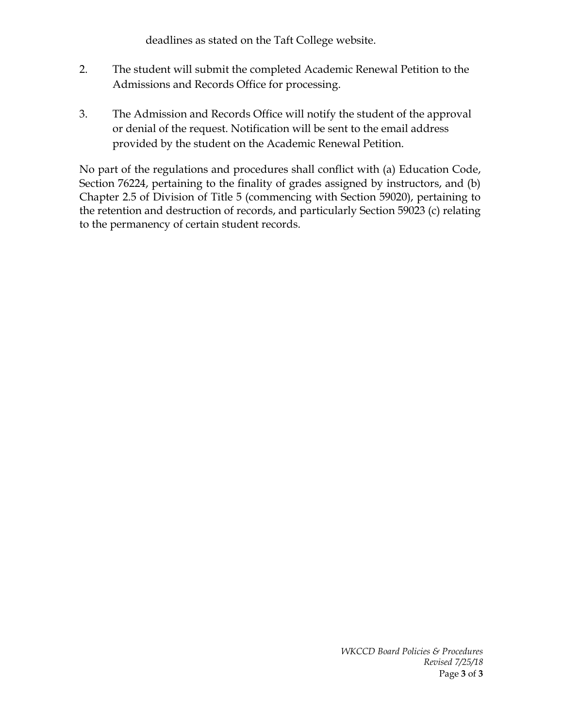deadlines as stated on the Taft College website.

2. The student will submit the completed Academic Renewal Petition to the Admissions and Records Office for processing.

3. The Admission and Records Office will notify the student of the approval or denial of the request. Notification will be sent to the email address provided by the student on the Academic Renewal Petition.

No part of the regulations and procedures shall conflict with (a) Education Code, Section 76224, pertaining to the finality of grades assigned by instructors, and (b) Chapter 2.5 of Division of Title 5 (commencing with Section 59020), pertaining to the retention and destruction of records, and particularly Section 59023 (c) relating to the permanency of certain student records.